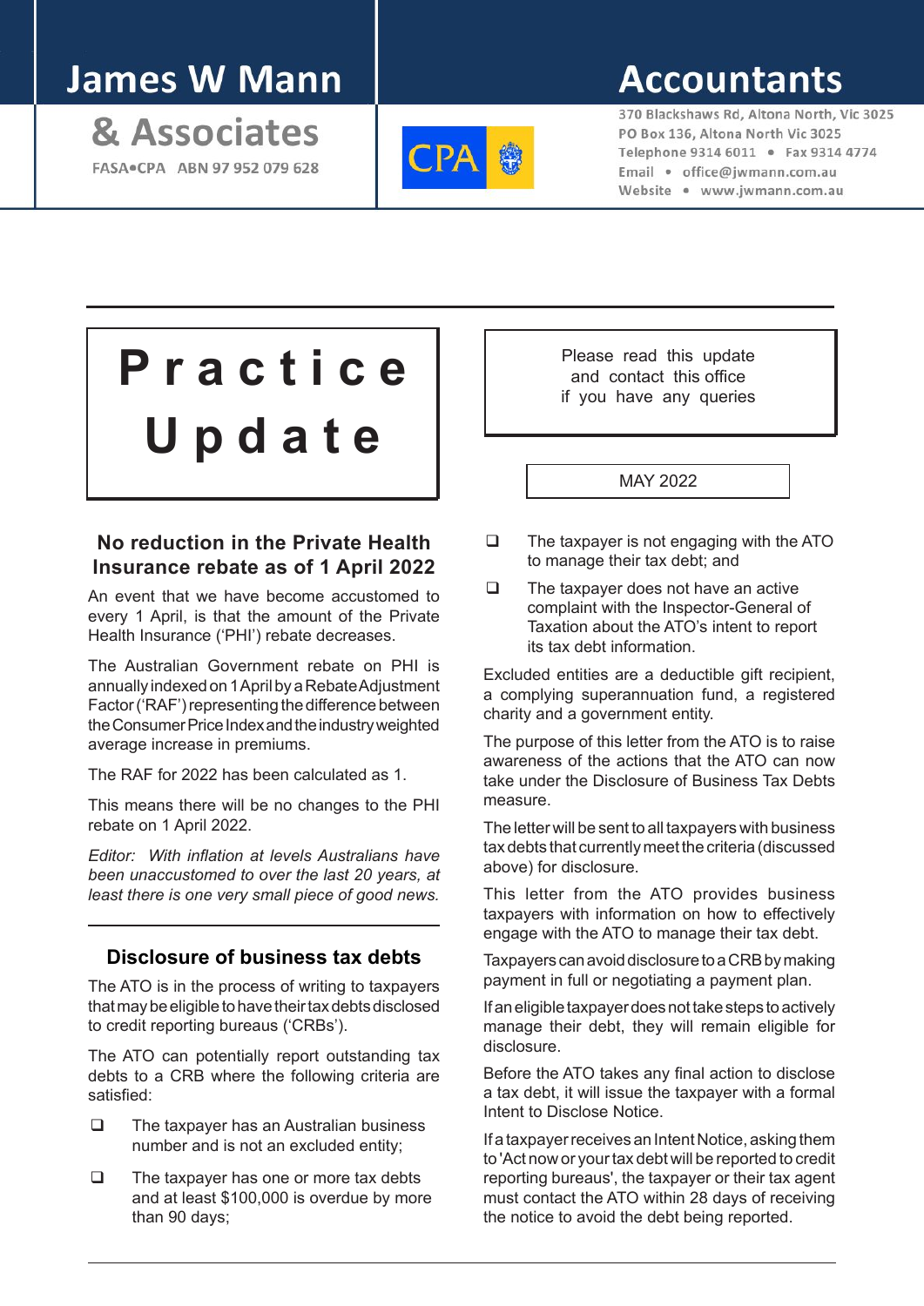# James W Mann & Associates

FASA•CPA ABN 97 952 079 628

# Accountants

370 Blackshaws Rd, Altona North, Vic 3025
PO Box 136, Altona North Vic 3025
Telephone 9314 6011 • Fax 9314 4774
Email • office@jwmann.com.au
Website • www.jwmann.com.au

# Practice Update

Please read this update and contact this office if you have any queries

MAY 2022

## No reduction in the Private Health Insurance rebate as of 1 April 2022

An event that we have become accustomed to every 1 April, is that the amount of the Private Health Insurance ('PHI') rebate decreases.

The Australian Government rebate on PHI is annually indexed on 1 April by a Rebate Adjustment Factor ('RAF') representing the difference between the Consumer Price Index and the industry weighted average increase in premiums.

The RAF for 2022 has been calculated as 1.

This means there will be no changes to the PHI rebate on 1 April 2022.

*Editor: With inflation at levels Australians have been unaccustomed to over the last 20 years, at least there is one very small piece of good news.*

## Disclosure of business tax debts

The ATO is in the process of writing to taxpayers that may be eligible to have their tax debts disclosed to credit reporting bureaus ('CRBs').

The ATO can potentially report outstanding tax debts to a CRB where the following criteria are satisfied:

- The taxpayer has an Australian business number and is not an excluded entity;
- The taxpayer has one or more tax debts and at least $100,000 is overdue by more than 90 days;
- The taxpayer is not engaging with the ATO to manage their tax debt; and
- The taxpayer does not have an active complaint with the Inspector-General of Taxation about the ATO's intent to report its tax debt information.

Excluded entities are a deductible gift recipient, a complying superannuation fund, a registered charity and a government entity.

The purpose of this letter from the ATO is to raise awareness of the actions that the ATO can now take under the Disclosure of Business Tax Debts measure.

The letter will be sent to all taxpayers with business tax debts that currently meet the criteria (discussed above) for disclosure.

This letter from the ATO provides business taxpayers with information on how to effectively engage with the ATO to manage their tax debt.

Taxpayers can avoid disclosure to a CRB by making payment in full or negotiating a payment plan.

If an eligible taxpayer does not take steps to actively manage their debt, they will remain eligible for disclosure.

Before the ATO takes any final action to disclose a tax debt, it will issue the taxpayer with a formal Intent to Disclose Notice.

If a taxpayer receives an Intent Notice, asking them to 'Act now or your tax debt will be reported to credit reporting bureaus', the taxpayer or their tax agent must contact the ATO within 28 days of receiving the notice to avoid the debt being reported.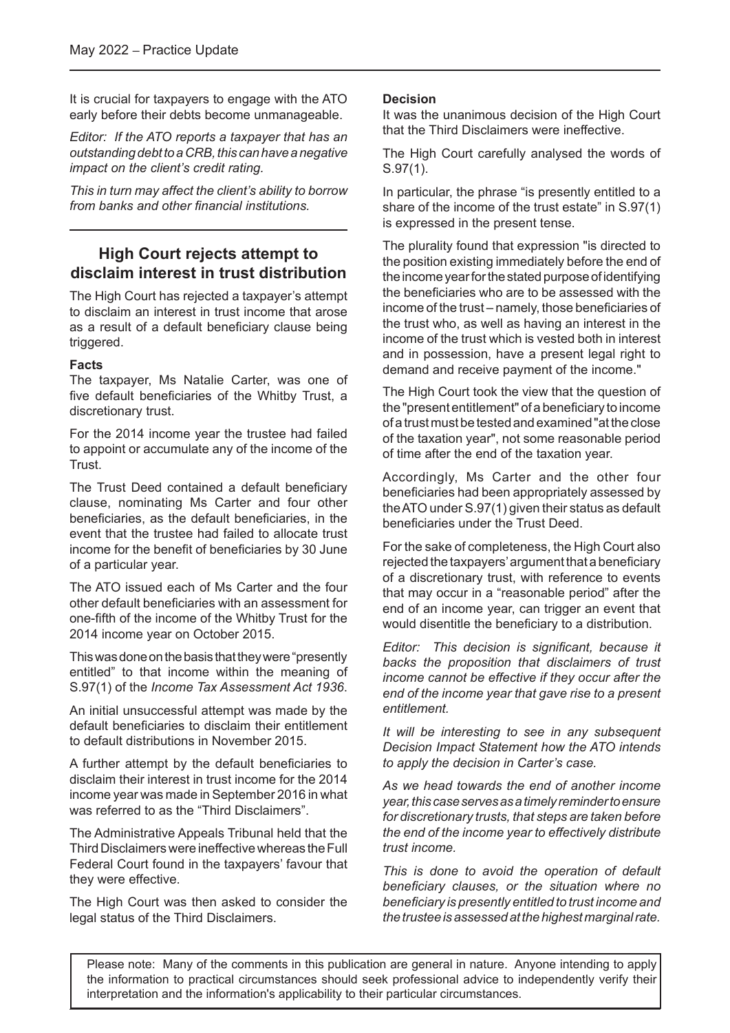It is crucial for taxpayers to engage with the ATO early before their debts become unmanageable.

*Editor: If the ATO reports a taxpayer that has an outstanding debt to a CRB, this can have a negative impact on the client's credit rating.*

*This in turn may affect the client's ability to borrow from banks and other financial institutions.*

## High Court rejects attempt to disclaim interest in trust distribution

The High Court has rejected a taxpayer's attempt to disclaim an interest in trust income that arose as a result of a default beneficiary clause being triggered.

**Facts**

The taxpayer, Ms Natalie Carter, was one of five default beneficiaries of the Whitby Trust, a discretionary trust.

For the 2014 income year the trustee had failed to appoint or accumulate any of the income of the Trust.

The Trust Deed contained a default beneficiary clause, nominating Ms Carter and four other beneficiaries, as the default beneficiaries, in the event that the trustee had failed to allocate trust income for the benefit of beneficiaries by 30 June of a particular year.

The ATO issued each of Ms Carter and the four other default beneficiaries with an assessment for one-fifth of the income of the Whitby Trust for the 2014 income year on October 2015.

This was done on the basis that they were "presently entitled" to that income within the meaning of S.97(1) of the *Income Tax Assessment Act 1936*.

An initial unsuccessful attempt was made by the default beneficiaries to disclaim their entitlement to default distributions in November 2015.

A further attempt by the default beneficiaries to disclaim their interest in trust income for the 2014 income year was made in September 2016 in what was referred to as the "Third Disclaimers".

The Administrative Appeals Tribunal held that the Third Disclaimers were ineffective whereas the Full Federal Court found in the taxpayers' favour that they were effective.

The High Court was then asked to consider the legal status of the Third Disclaimers.

**Decision**

It was the unanimous decision of the High Court that the Third Disclaimers were ineffective.

The High Court carefully analysed the words of S.97(1).

In particular, the phrase "is presently entitled to a share of the income of the trust estate" in S.97(1) is expressed in the present tense.

The plurality found that expression "is directed to the position existing immediately before the end of the income year for the stated purpose of identifying the beneficiaries who are to be assessed with the income of the trust – namely, those beneficiaries of the trust who, as well as having an interest in the income of the trust which is vested both in interest and in possession, have a present legal right to demand and receive payment of the income."

The High Court took the view that the question of the "present entitlement" of a beneficiary to income of a trust must be tested and examined "at the close of the taxation year", not some reasonable period of time after the end of the taxation year.

Accordingly, Ms Carter and the other four beneficiaries had been appropriately assessed by the ATO under S.97(1) given their status as default beneficiaries under the Trust Deed.

For the sake of completeness, the High Court also rejected the taxpayers' argument that a beneficiary of a discretionary trust, with reference to events that may occur in a "reasonable period" after the end of an income year, can trigger an event that would disentitle the beneficiary to a distribution.

*Editor: This decision is significant, because it backs the proposition that disclaimers of trust income cannot be effective if they occur after the end of the income year that gave rise to a present entitlement.*

*It will be interesting to see in any subsequent Decision Impact Statement how the ATO intends to apply the decision in Carter's case.*

*As we head towards the end of another income year, this case serves as a timely reminder to ensure for discretionary trusts, that steps are taken before the end of the income year to effectively distribute trust income.*

*This is done to avoid the operation of default beneficiary clauses, or the situation where no beneficiary is presently entitled to trust income and the trustee is assessed at the highest marginal rate.*

Please note: Many of the comments in this publication are general in nature. Anyone intending to apply the information to practical circumstances should seek professional advice to independently verify their interpretation and the information's applicability to their particular circumstances.